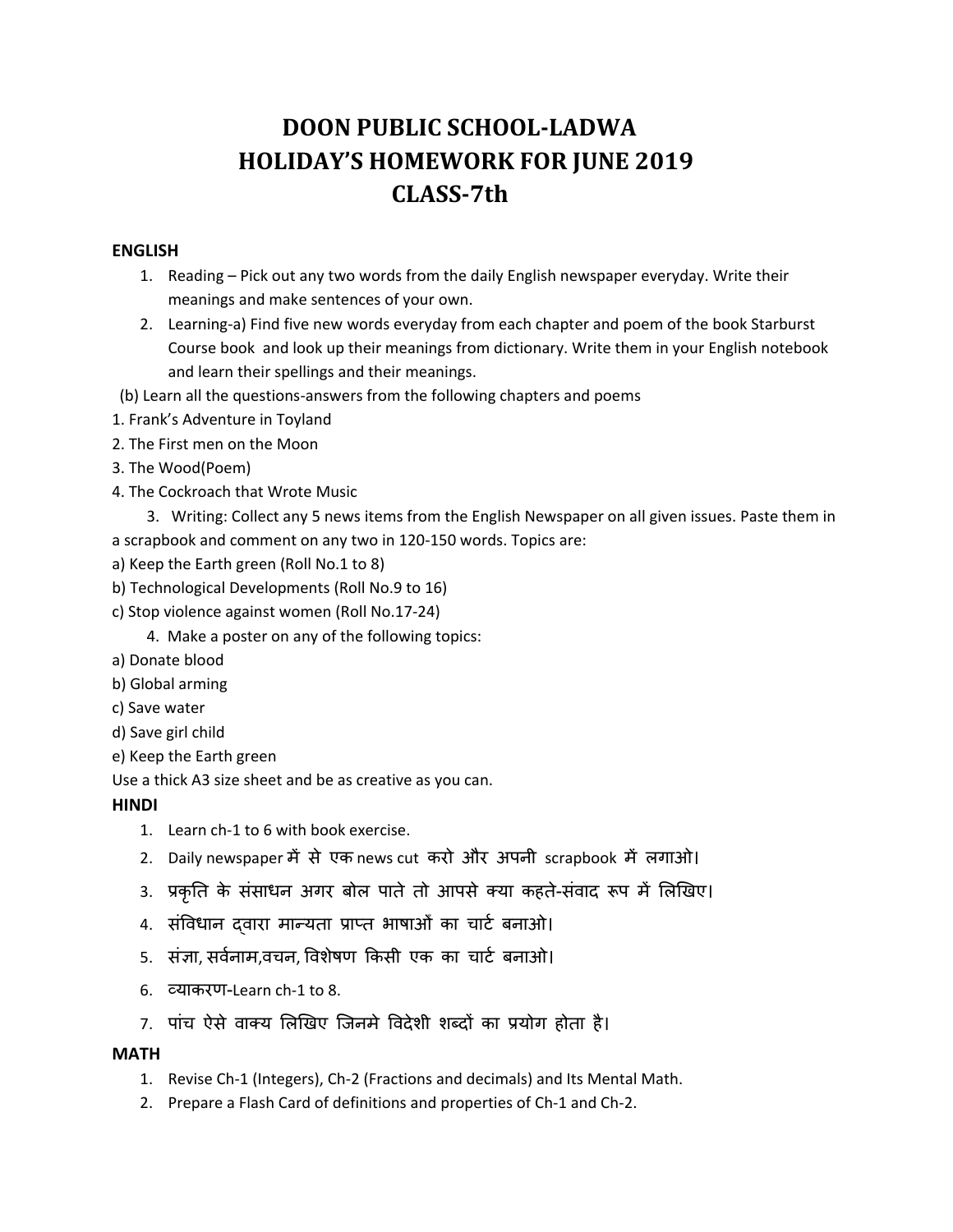# DOON PUBLIC SCHOOL-LADWA
# HOLIDAY'S HOMEWORK FOR JUNE 2019
# CLASS-7th

**ENGLISH**

1. Reading – Pick out any two words from the daily English newspaper everyday. Write their meanings and make sentences of your own.
2. Learning-a) Find five new words everyday from each chapter and poem of the book Starburst Course book and look up their meanings from dictionary. Write them in your English notebook and learn their spellings and their meanings.

(b) Learn all the questions-answers from the following chapters and poems

1. Frank's Adventure in Toyland
2. The First men on the Moon
3. The Wood(Poem)
4. The Cockroach that Wrote Music

3. Writing: Collect any 5 news items from the English Newspaper on all given issues. Paste them in a scrapbook and comment on any two in 120-150 words. Topics are:

a) Keep the Earth green (Roll No.1 to 8)
b) Technological Developments (Roll No.9 to 16)
c) Stop violence against women (Roll No.17-24)

4. Make a poster on any of the following topics:

a) Donate blood
b) Global arming
c) Save water
d) Save girl child
e) Keep the Earth green

Use a thick A3 size sheet and be as creative as you can.

**HINDI**

1. Learn ch-1 to 6 with book exercise.
2. Daily newspaper में से एक news cut करो और अपनी scrapbook में लगाओ।
3. प्रकृति के संसाधन अगर बोल पाते तो आपसे क्या कहते-संवाद रूप में लिखिए।
4. संविधान द्वारा मान्यता प्राप्त भाषाओं का चार्ट बनाओ।
5. संज्ञा, सर्वनाम,वचन, विशेषण किसी एक का चार्ट बनाओ।
6. व्याकरण-Learn ch-1 to 8.
7. पांच ऐसे वाक्य लिखिए जिनमे विदेशी शब्दों का प्रयोग होता है।

**MATH**

1. Revise Ch-1 (Integers), Ch-2 (Fractions and decimals) and Its Mental Math.
2. Prepare a Flash Card of definitions and properties of Ch-1 and Ch-2.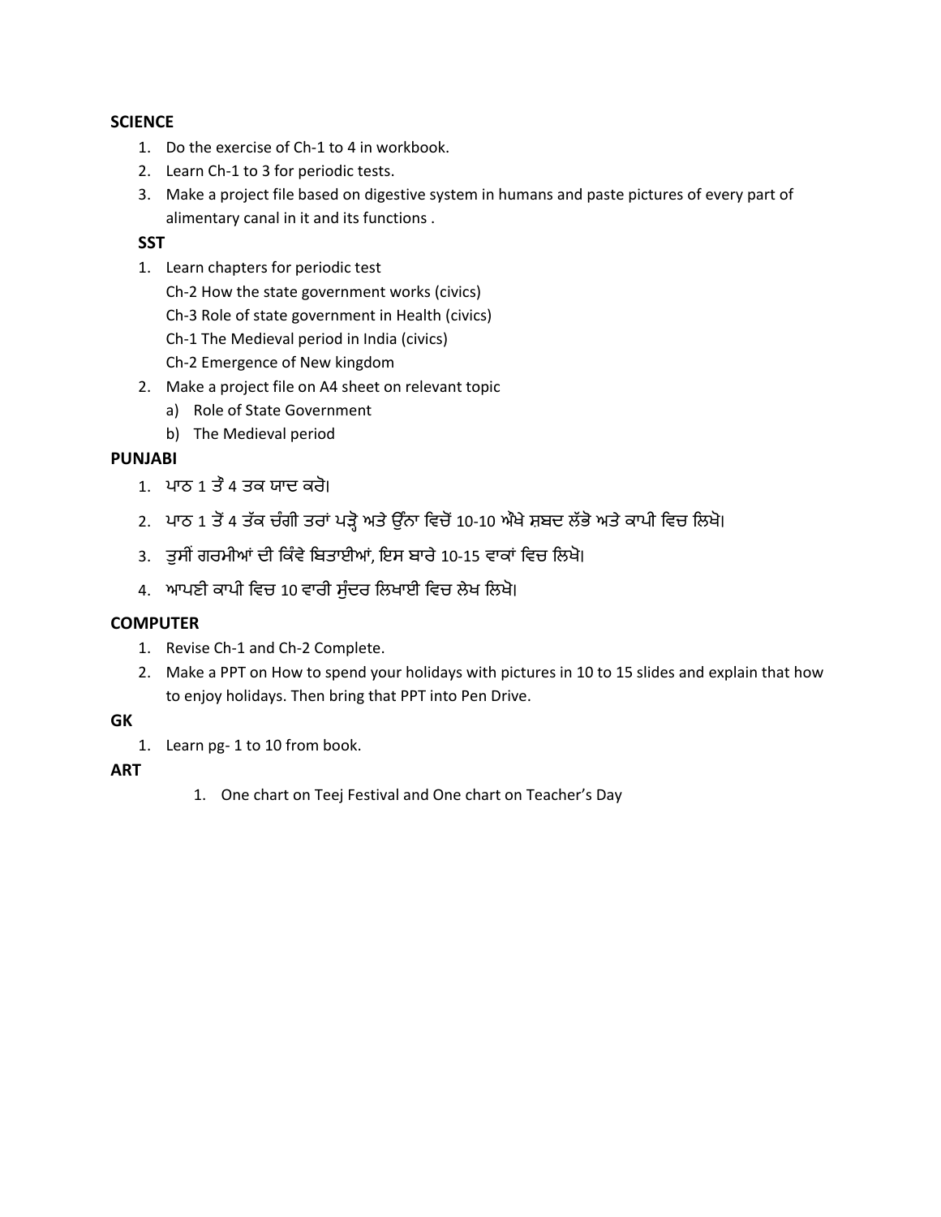**SCIENCE**

1. Do the exercise of Ch-1 to 4 in workbook.
2. Learn Ch-1 to 3 for periodic tests.
3. Make a project file based on digestive system in humans and paste pictures of every part of alimentary canal in it and its functions .

**SST**

1. Learn chapters for periodic test
   Ch-2 How the state government works (civics)
   Ch-3 Role of state government in Health (civics)
   Ch-1 The Medieval period in India (civics)
   Ch-2 Emergence of New kingdom
2. Make a project file on A4 sheet on relevant topic
   a) Role of State Government
   b) The Medieval period

**PUNJABI**

1. ਪਾਠ 1 ਤੋਂ 4 ਤਕ ਯਾਦ ਕਰੋ।
2. ਪਾਠ 1 ਤੋਂ 4 ਤੱਕ ਚੰਗੀ ਤਰਾਂ ਪੜ੍ਹੋ ਅਤੇ ਉਂਨਾ ਵਿਚੋਂ 10-10 ਔਖੇ ਸ਼ਬਦ ਲੱਭੋ ਅਤੇ ਕਾਪੀ ਵਿਚ ਲਿਖੋ।
3. ਤੁਸੀਂ ਗਰਮੀਆਂ ਦੀ ਕਿੰਵੇ ਬਿਤਾਈਆਂ, ਇਸ ਬਾਰੇ 10-15 ਵਾਕਾਂ ਵਿਚ ਲਿਖੋ।
4. ਆਪਣੀ ਕਾਪੀ ਵਿਚ 10 ਵਾਰੀ ਸੁੰਦਰ ਲਿਖਾਈ ਵਿਚ ਲੇਖ ਲਿਖੋ।

**COMPUTER**

1. Revise Ch-1 and Ch-2 Complete.
2. Make a PPT on How to spend your holidays with pictures in 10 to 15 slides and explain that how to enjoy holidays. Then bring that PPT into Pen Drive.

**GK**

1. Learn pg- 1 to 10 from book.

**ART**

1. One chart on Teej Festival and One chart on Teacher's Day